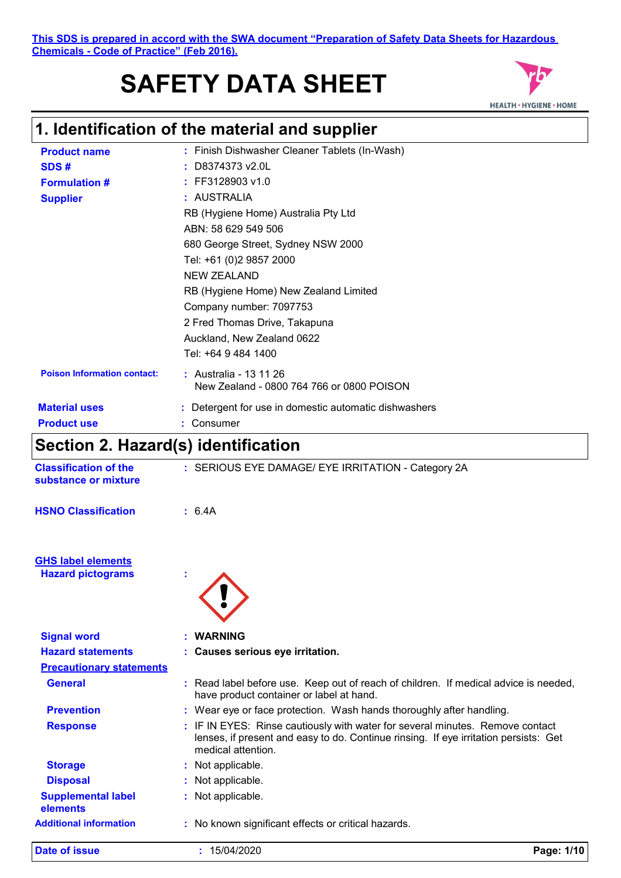This SDS is prepared in accord with the SWA document "Preparation of Safety Data Sheets for Hazardous Chemicals - Code of Practice" (Feb 2016).

# SAFETY DATA SHEET

HEALTH • HYGIENE • HOME

## 1. Identification of the material and supplier

**Product name** : Finish Dishwasher Cleaner Tablets (In-Wash)

**SDS #** : D8374373 v2.0L

**Formulation #** : FF3128903 v1.0

**Supplier** : AUSTRALIA
RB (Hygiene Home) Australia Pty Ltd
ABN: 58 629 549 506
680 George Street, Sydney NSW 2000
Tel: +61 (0)2 9857 2000
NEW ZEALAND
RB (Hygiene Home) New Zealand Limited
Company number: 7097753
2 Fred Thomas Drive, Takapuna
Auckland, New Zealand 0622
Tel: +64 9 484 1400

**Poison Information contact:** : Australia - 13 11 26
New Zealand - 0800 764 766 or 0800 POISON

**Material uses** : Detergent for use in domestic automatic dishwashers

**Product use** : Consumer

## Section 2. Hazard(s) identification

**Classification of the substance or mixture** : SERIOUS EYE DAMAGE/ EYE IRRITATION - Category 2A

**HSNO Classification** : 6.4A

**GHS label elements**

**Hazard pictograms** :

**Signal word** : **WARNING**

**Hazard statements** : **Causes serious eye irritation.**

**Precautionary statements**

**General** : Read label before use. Keep out of reach of children. If medical advice is needed, have product container or label at hand.

**Prevention** : Wear eye or face protection. Wash hands thoroughly after handling.

**Response** : IF IN EYES: Rinse cautiously with water for several minutes. Remove contact lenses, if present and easy to do. Continue rinsing. If eye irritation persists: Get medical attention.

**Storage** : Not applicable.

**Disposal** : Not applicable.

**Supplemental label elements** : Not applicable.

**Additional information** : No known significant effects or critical hazards.

**Date of issue** : 15/04/2020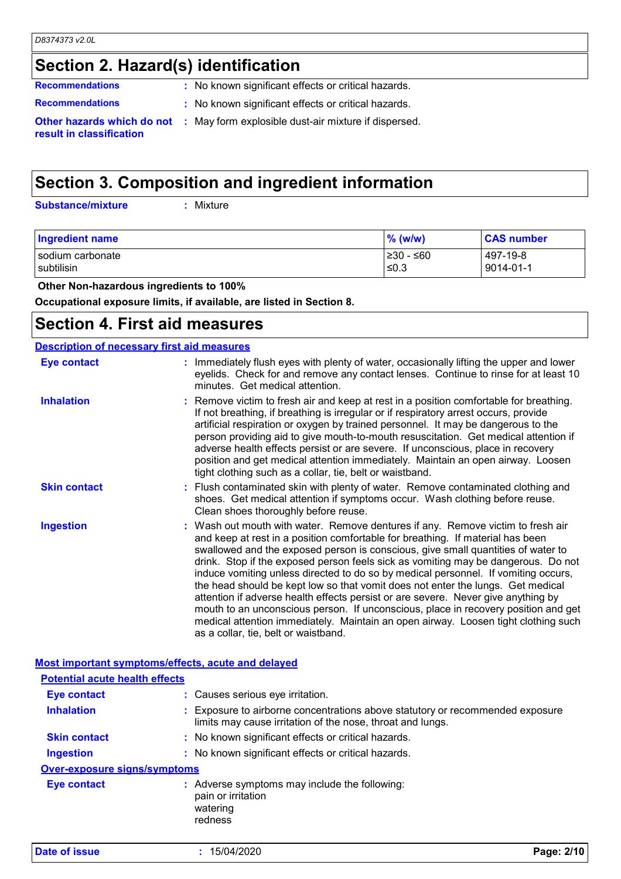## Section 2. Hazard(s) identification

**Recommendations** : No known significant effects or critical hazards.

**Recommendations** : No known significant effects or critical hazards.

**Other hazards which do not result in classification** : May form explosible dust-air mixture if dispersed.

## Section 3. Composition and ingredient information

**Substance/mixture** : Mixture

| Ingredient name | % (w/w) | CAS number |
|---|---|---|
| sodium carbonate | ≥30 - ≤60 | 497-19-8 |
| subtilisin | ≤0.3 | 9014-01-1 |

**Other Non-hazardous ingredients to 100%**

**Occupational exposure limits, if available, are listed in Section 8.**

## Section 4. First aid measures

### Description of necessary first aid measures

**Eye contact** : Immediately flush eyes with plenty of water, occasionally lifting the upper and lower eyelids. Check for and remove any contact lenses. Continue to rinse for at least 10 minutes. Get medical attention.

**Inhalation** : Remove victim to fresh air and keep at rest in a position comfortable for breathing. If not breathing, if breathing is irregular or if respiratory arrest occurs, provide artificial respiration or oxygen by trained personnel. It may be dangerous to the person providing aid to give mouth-to-mouth resuscitation. Get medical attention if adverse health effects persist or are severe. If unconscious, place in recovery position and get medical attention immediately. Maintain an open airway. Loosen tight clothing such as a collar, tie, belt or waistband.

**Skin contact** : Flush contaminated skin with plenty of water. Remove contaminated clothing and shoes. Get medical attention if symptoms occur. Wash clothing before reuse. Clean shoes thoroughly before reuse.

**Ingestion** : Wash out mouth with water. Remove dentures if any. Remove victim to fresh air and keep at rest in a position comfortable for breathing. If material has been swallowed and the exposed person is conscious, give small quantities of water to drink. Stop if the exposed person feels sick as vomiting may be dangerous. Do not induce vomiting unless directed to do so by medical personnel. If vomiting occurs, the head should be kept low so that vomit does not enter the lungs. Get medical attention if adverse health effects persist or are severe. Never give anything by mouth to an unconscious person. If unconscious, place in recovery position and get medical attention immediately. Maintain an open airway. Loosen tight clothing such as a collar, tie, belt or waistband.

### Most important symptoms/effects, acute and delayed

#### Potential acute health effects

**Eye contact** : Causes serious eye irritation.

**Inhalation** : Exposure to airborne concentrations above statutory or recommended exposure limits may cause irritation of the nose, throat and lungs.

**Skin contact** : No known significant effects or critical hazards.

**Ingestion** : No known significant effects or critical hazards.

#### Over-exposure signs/symptoms

**Eye contact** : Adverse symptoms may include the following:
pain or irritation
watering
redness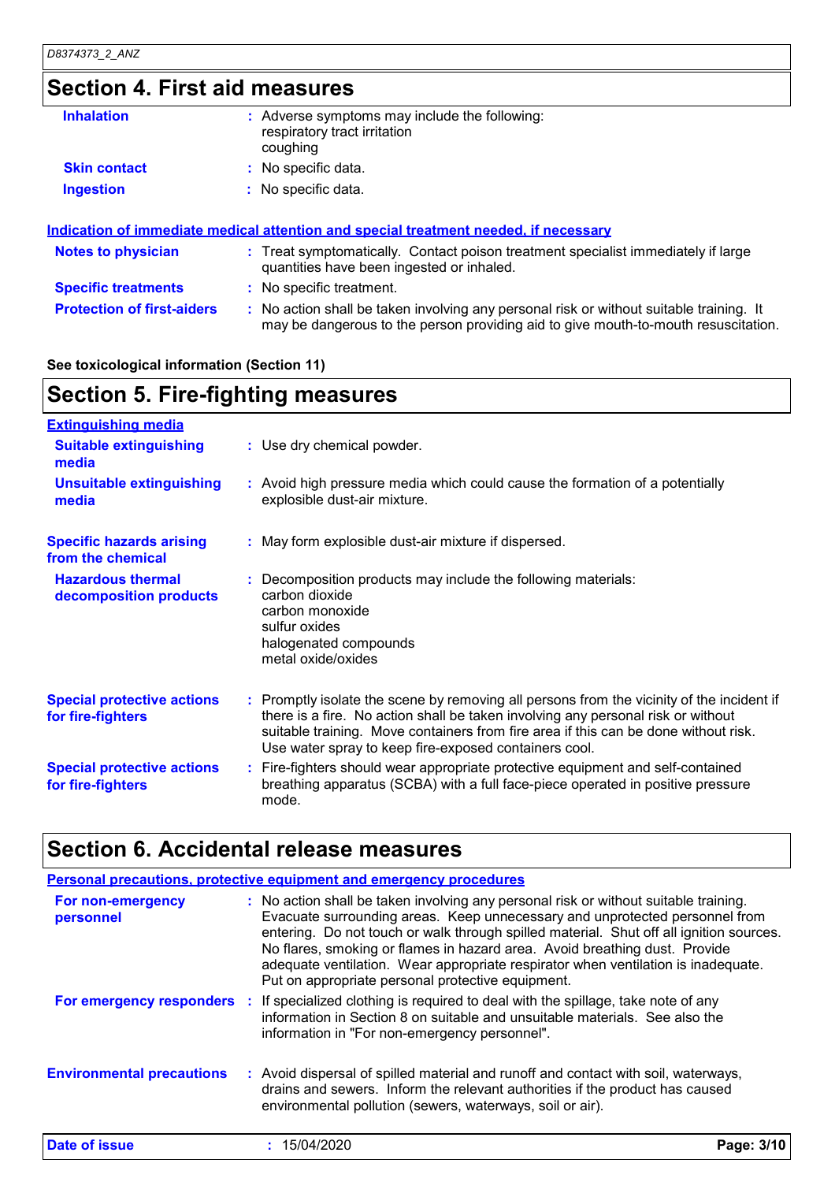## Section 4. First aid measures

| | |
|---|---|
| **Inhalation** | Adverse symptoms may include the following:<br>respiratory tract irritation<br>coughing |
| **Skin contact** | No specific data. |
| **Ingestion** | No specific data. |

### Indication of immediate medical attention and special treatment needed, if necessary

| | |
|---|---|
| **Notes to physician** | Treat symptomatically. Contact poison treatment specialist immediately if large quantities have been ingested or inhaled. |
| **Specific treatments** | No specific treatment. |
| **Protection of first-aiders** | No action shall be taken involving any personal risk or without suitable training. It may be dangerous to the person providing aid to give mouth-to-mouth resuscitation. |

**See toxicological information (Section 11)**

## Section 5. Fire-fighting measures

### Extinguishing media

| | |
|---|---|
| **Suitable extinguishing media** | Use dry chemical powder. |
| **Unsuitable extinguishing media** | Avoid high pressure media which could cause the formation of a potentially explosive dust-air mixture. |
| **Specific hazards arising from the chemical** | May form explosible dust-air mixture if dispersed. |
| **Hazardous thermal decomposition products** | Decomposition products may include the following materials:<br>carbon dioxide<br>carbon monoxide<br>sulfur oxides<br>halogenated compounds<br>metal oxide/oxides |
| **Special protective actions for fire-fighters** | Promptly isolate the scene by removing all persons from the vicinity of the incident if there is a fire. No action shall be taken involving any personal risk or without suitable training. Move containers from fire area if this can be done without risk. Use water spray to keep fire-exposed containers cool. |
| **Special protective actions for fire-fighters** | Fire-fighters should wear appropriate protective equipment and self-contained breathing apparatus (SCBA) with a full face-piece operated in positive pressure mode. |

## Section 6. Accidental release measures

### Personal precautions, protective equipment and emergency procedures

| | |
|---|---|
| **For non-emergency personnel** | No action shall be taken involving any personal risk or without suitable training. Evacuate surrounding areas. Keep unnecessary and unprotected personnel from entering. Do not touch or walk through spilled material. Shut off all ignition sources. No flares, smoking or flames in hazard area. Avoid breathing dust. Provide adequate ventilation. Wear appropriate respirator when ventilation is inadequate. Put on appropriate personal protective equipment. |
| **For emergency responders** | If specialized clothing is required to deal with the spillage, take note of any information in Section 8 on suitable and unsuitable materials. See also the information in "For non-emergency personnel". |
| **Environmental precautions** | Avoid dispersal of spilled material and runoff and contact with soil, waterways, drains and sewers. Inform the relevant authorities if the product has caused environmental pollution (sewers, waterways, soil or air). |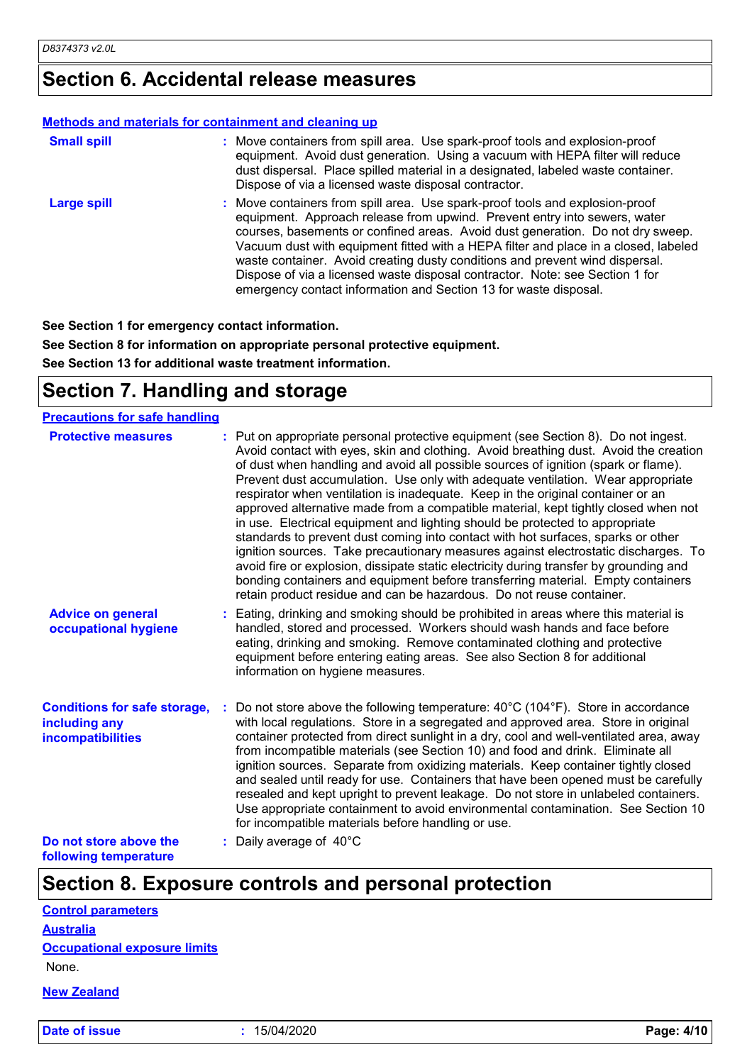## Section 6. Accidental release measures

**Methods and materials for containment and cleaning up**

**Small spill** : Move containers from spill area. Use spark-proof tools and explosion-proof equipment. Avoid dust generation. Using a vacuum with HEPA filter will reduce dust dispersal. Place spilled material in a designated, labeled waste container. Dispose of via a licensed waste disposal contractor.

**Large spill** : Move containers from spill area. Use spark-proof tools and explosion-proof equipment. Approach release from upwind. Prevent entry into sewers, water courses, basements or confined areas. Avoid dust generation. Do not dry sweep. Vacuum dust with equipment fitted with a HEPA filter and place in a closed, labeled waste container. Avoid creating dusty conditions and prevent wind dispersal. Dispose of via a licensed waste disposal contractor. Note: see Section 1 for emergency contact information and Section 13 for waste disposal.

**See Section 1 for emergency contact information.**

**See Section 8 for information on appropriate personal protective equipment.**

**See Section 13 for additional waste treatment information.**

## Section 7. Handling and storage

**Precautions for safe handling**

**Protective measures** : Put on appropriate personal protective equipment (see Section 8). Do not ingest. Avoid contact with eyes, skin and clothing. Avoid breathing dust. Avoid the creation of dust when handling and avoid all possible sources of ignition (spark or flame). Prevent dust accumulation. Use only with adequate ventilation. Wear appropriate respirator when ventilation is inadequate. Keep in the original container or an approved alternative made from a compatible material, kept tightly closed when not in use. Electrical equipment and lighting should be protected to appropriate standards to prevent dust coming into contact with hot surfaces, sparks or other ignition sources. Take precautionary measures against electrostatic discharges. To avoid fire or explosion, dissipate static electricity during transfer by grounding and bonding containers and equipment before transferring material. Empty containers retain product residue and can be hazardous. Do not reuse container.

**Advice on general occupational hygiene** : Eating, drinking and smoking should be prohibited in areas where this material is handled, stored and processed. Workers should wash hands and face before eating, drinking and smoking. Remove contaminated clothing and protective equipment before entering eating areas. See also Section 8 for additional information on hygiene measures.

**Conditions for safe storage, including any incompatibilities** : Do not store above the following temperature: 40°C (104°F). Store in accordance with local regulations. Store in a segregated and approved area. Store in original container protected from direct sunlight in a dry, cool and well-ventilated area, away from incompatible materials (see Section 10) and food and drink. Eliminate all ignition sources. Separate from oxidizing materials. Keep container tightly closed and sealed until ready for use. Containers that have been opened must be carefully resealed and kept upright to prevent leakage. Do not store in unlabeled containers. Use appropriate containment to avoid environmental contamination. See Section 10 for incompatible materials before handling or use.

**Do not store above the following temperature** : Daily average of 40°C

## Section 8. Exposure controls and personal protection

**Control parameters**

**Australia**

**Occupational exposure limits**

None.

**New Zealand**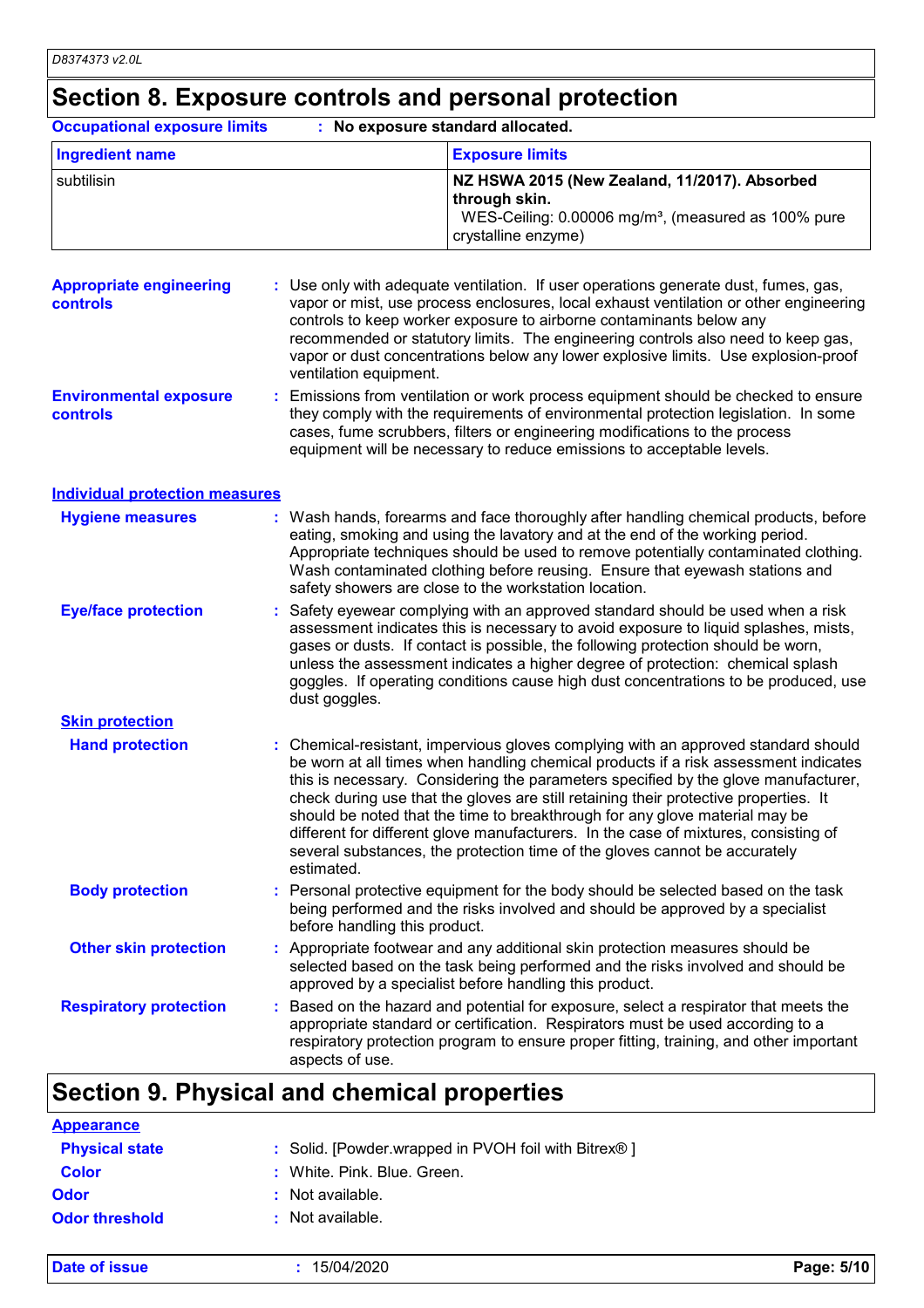## Section 8. Exposure controls and personal protection

**Occupational exposure limits** : **No exposure standard allocated.**

| Ingredient name | Exposure limits |
|---|---|
| subtilisin | **NZ HSWA 2015 (New Zealand, 11/2017). Absorbed through skin.** WES-Ceiling: 0.00006 mg/m³, (measured as 100% pure crystalline enzyme) |

**Appropriate engineering controls** : Use only with adequate ventilation. If user operations generate dust, fumes, gas, vapor or mist, use process enclosures, local exhaust ventilation or other engineering controls to keep worker exposure to airborne contaminants below any recommended or statutory limits. The engineering controls also need to keep gas, vapor or dust concentrations below any lower explosive limits. Use explosion-proof ventilation equipment.

**Environmental exposure controls** : Emissions from ventilation or work process equipment should be checked to ensure they comply with the requirements of environmental protection legislation. In some cases, fume scrubbers, filters or engineering modifications to the process equipment will be necessary to reduce emissions to acceptable levels.

### Individual protection measures

**Hygiene measures** : Wash hands, forearms and face thoroughly after handling chemical products, before eating, smoking and using the lavatory and at the end of the working period. Appropriate techniques should be used to remove potentially contaminated clothing. Wash contaminated clothing before reusing. Ensure that eyewash stations and safety showers are close to the workstation location.

**Eye/face protection** : Safety eyewear complying with an approved standard should be used when a risk assessment indicates this is necessary to avoid exposure to liquid splashes, mists, gases or dusts. If contact is possible, the following protection should be worn, unless the assessment indicates a higher degree of protection: chemical splash goggles. If operating conditions cause high dust concentrations to be produced, use dust goggles.

**Skin protection**

**Hand protection** : Chemical-resistant, impervious gloves complying with an approved standard should be worn at all times when handling chemical products if a risk assessment indicates this is necessary. Considering the parameters specified by the glove manufacturer, check during use that the gloves are still retaining their protective properties. It should be noted that the time to breakthrough for any glove material may be different for different glove manufacturers. In the case of mixtures, consisting of several substances, the protection time of the gloves cannot be accurately estimated.

**Body protection** : Personal protective equipment for the body should be selected based on the task being performed and the risks involved and should be approved by a specialist before handling this product.

**Other skin protection** : Appropriate footwear and any additional skin protection measures should be selected based on the task being performed and the risks involved and should be approved by a specialist before handling this product.

**Respiratory protection** : Based on the hazard and potential for exposure, select a respirator that meets the appropriate standard or certification. Respirators must be used according to a respiratory protection program to ensure proper fitting, training, and other important aspects of use.

## Section 9. Physical and chemical properties

**Appearance**

**Physical state** : Solid. [Powder.wrapped in PVOH foil with Bitrex® ]

**Color** : White. Pink. Blue. Green.

**Odor** : Not available.

**Odor threshold** : Not available.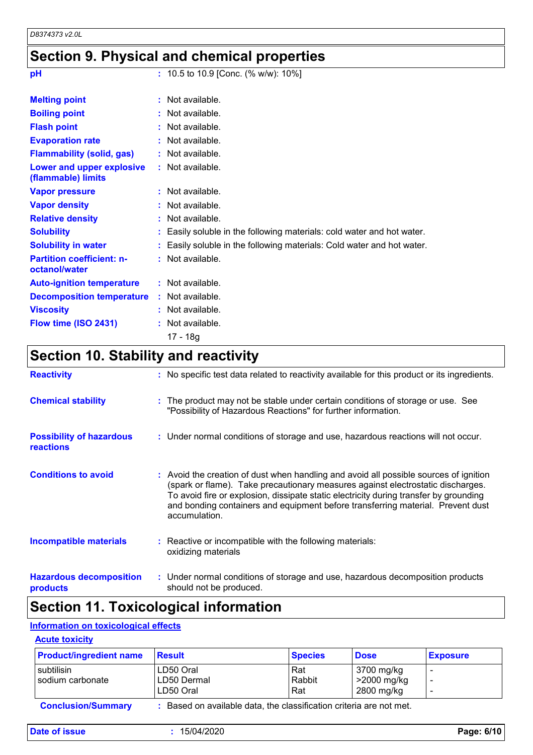D8374373 v2.0L

## Section 9. Physical and chemical properties

**pH** : 10.5 to 10.9 [Conc. (% w/w): 10%]

**Melting point** : Not available.

**Boiling point** : Not available.

**Flash point** : Not available.

**Evaporation rate** : Not available.

**Flammability (solid, gas)** : Not available.

**Lower and upper explosive (flammable) limits** : Not available.

**Vapor pressure** : Not available.

**Vapor density** : Not available.

**Relative density** : Not available.

**Solubility** : Easily soluble in the following materials: cold water and hot water.

**Solubility in water** : Easily soluble in the following materials: Cold water and hot water.

**Partition coefficient: n-octanol/water** : Not available.

**Auto-ignition temperature** : Not available.

**Decomposition temperature** : Not available.

**Viscosity** : Not available.

**Flow time (ISO 2431)** : Not available.

17 - 18g

## Section 10. Stability and reactivity

**Reactivity** : No specific test data related to reactivity available for this product or its ingredients.

**Chemical stability** : The product may not be stable under certain conditions of storage or use. See "Possibility of Hazardous Reactions" for further information.

**Possibility of hazardous reactions** : Under normal conditions of storage and use, hazardous reactions will not occur.

**Conditions to avoid** : Avoid the creation of dust when handling and avoid all possible sources of ignition (spark or flame). Take precautionary measures against electrostatic discharges. To avoid fire or explosion, dissipate static electricity during transfer by grounding and bonding containers and equipment before transferring material. Prevent dust accumulation.

**Incompatible materials** : Reactive or incompatible with the following materials:
oxidizing materials

**Hazardous decomposition products** : Under normal conditions of storage and use, hazardous decomposition products should not be produced.

## Section 11. Toxicological information

### Information on toxicological effects

#### Acute toxicity

| Product/ingredient name | Result | Species | Dose | Exposure |
|---|---|---|---|---|
| subtilisin | LD50 Oral | Rat | 3700 mg/kg | - |
| sodium carbonate | LD50 Dermal | Rabbit | >2000 mg/kg | - |
| | LD50 Oral | Rat | 2800 mg/kg | - |

**Conclusion/Summary** : Based on available data, the classification criteria are not met.

**Date of issue** : 15/04/2020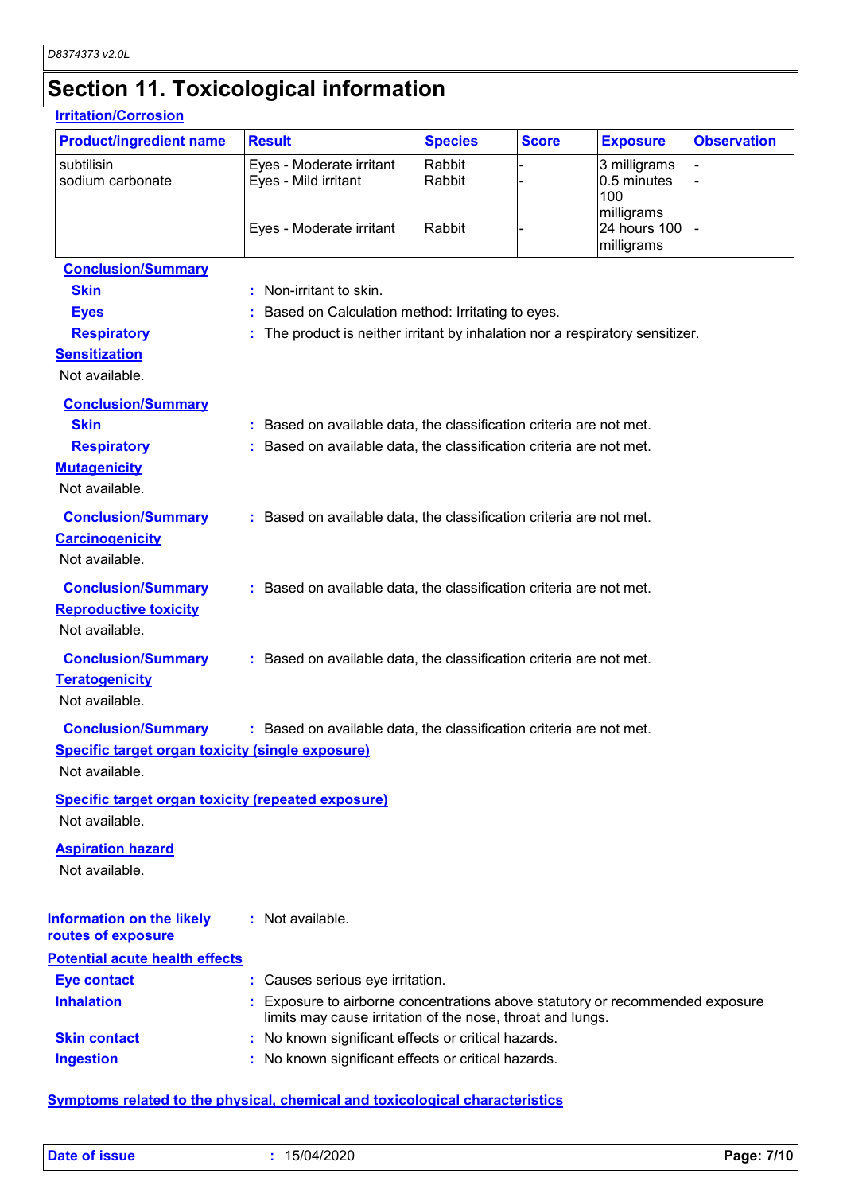# Section 11. Toxicological information

**Irritation/Corrosion**

| Product/ingredient name | Result | Species | Score | Exposure | Observation |
|---|---|---|---|---|---|
| subtilisin | Eyes - Moderate irritant | Rabbit | - | 3 milligrams | - |
| sodium carbonate | Eyes - Mild irritant | Rabbit | - | 0.5 minutes 100 milligrams | - |
| | Eyes - Moderate irritant | Rabbit | - | 24 hours 100 milligrams | - |

**Conclusion/Summary**

**Skin** : Non-irritant to skin.

**Eyes** : Based on Calculation method: Irritating to eyes.

**Respiratory** : The product is neither irritant by inhalation nor a respiratory sensitizer.

**Sensitization**

Not available.

**Conclusion/Summary**

**Skin** : Based on available data, the classification criteria are not met.

**Respiratory** : Based on available data, the classification criteria are not met.

**Mutagenicity**

Not available.

**Conclusion/Summary** : Based on available data, the classification criteria are not met.

**Carcinogenicity**

Not available.

**Conclusion/Summary** : Based on available data, the classification criteria are not met.

**Reproductive toxicity**

Not available.

**Conclusion/Summary** : Based on available data, the classification criteria are not met.

**Teratogenicity**

Not available.

**Conclusion/Summary** : Based on available data, the classification criteria are not met.

**Specific target organ toxicity (single exposure)**

Not available.

**Specific target organ toxicity (repeated exposure)**

Not available.

**Aspiration hazard**

Not available.

**Information on the likely routes of exposure** : Not available.

**Potential acute health effects**

**Eye contact** : Causes serious eye irritation.

**Inhalation** : Exposure to airborne concentrations above statutory or recommended exposure limits may cause irritation of the nose, throat and lungs.

**Skin contact** : No known significant effects or critical hazards.

**Ingestion** : No known significant effects or critical hazards.

**Symptoms related to the physical, chemical and toxicological characteristics**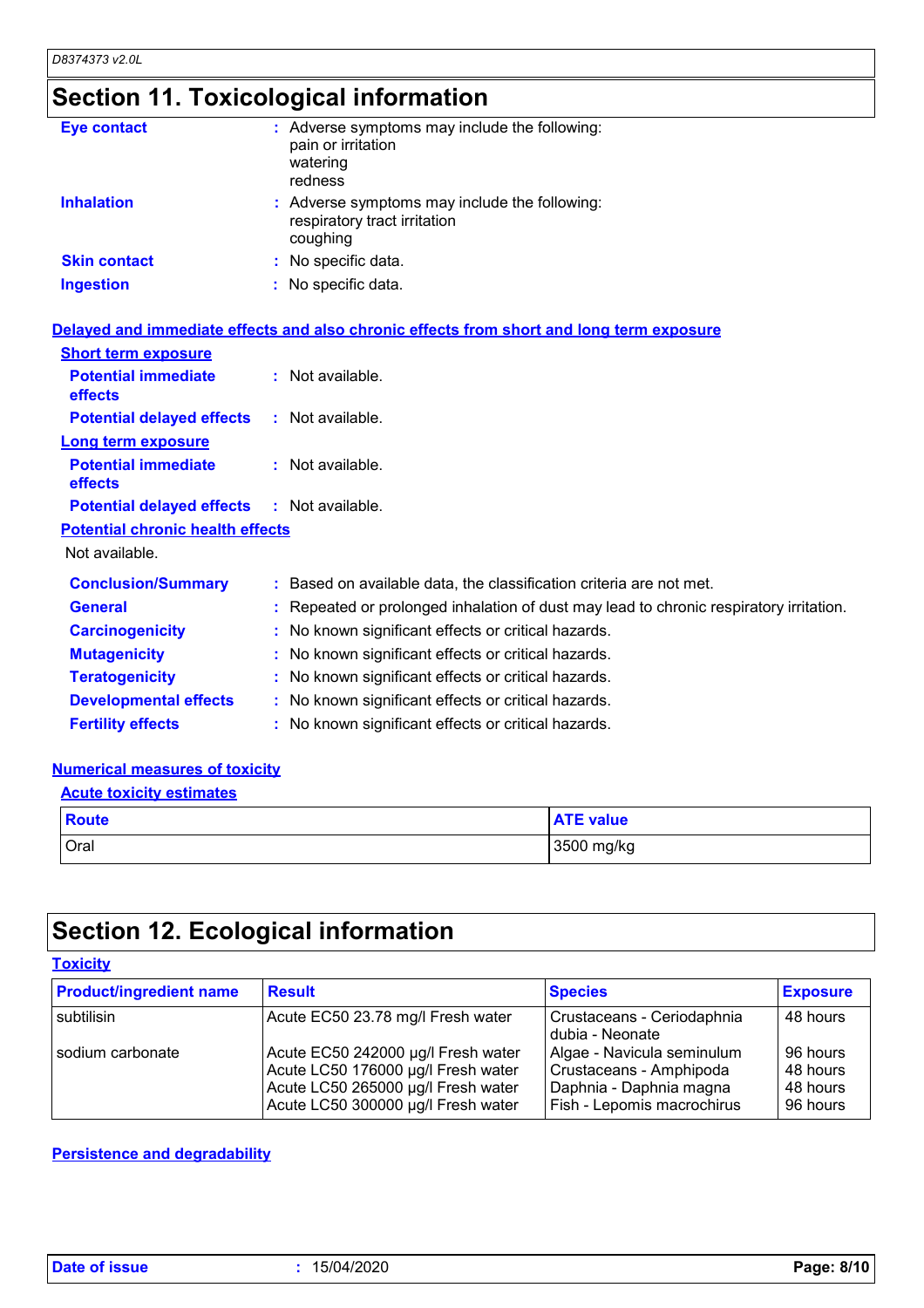# Section 11. Toxicological information

**Eye contact** : Adverse symptoms may include the following:
pain or irritation
watering
redness

**Inhalation** : Adverse symptoms may include the following:
respiratory tract irritation
coughing

**Skin contact** : No specific data.

**Ingestion** : No specific data.

## Delayed and immediate effects and also chronic effects from short and long term exposure

### Short term exposure

**Potential immediate effects** : Not available.

**Potential delayed effects** : Not available.

### Long term exposure

**Potential immediate effects** : Not available.

**Potential delayed effects** : Not available.

### Potential chronic health effects

Not available.

**Conclusion/Summary** : Based on available data, the classification criteria are not met.

**General** : Repeated or prolonged inhalation of dust may lead to chronic respiratory irritation.

**Carcinogenicity** : No known significant effects or critical hazards.

**Mutagenicity** : No known significant effects or critical hazards.

**Teratogenicity** : No known significant effects or critical hazards.

**Developmental effects** : No known significant effects or critical hazards.

**Fertility effects** : No known significant effects or critical hazards.

## Numerical measures of toxicity

### Acute toxicity estimates

| Route | ATE value |
|---|---|
| Oral | 3500 mg/kg |

# Section 12. Ecological information

## Toxicity

| Product/ingredient name | Result | Species | Exposure |
|---|---|---|---|
| subtilisin | Acute EC50 23.78 mg/l Fresh water | Crustaceans - Ceriodaphnia dubia - Neonate | 48 hours |
| sodium carbonate | Acute EC50 242000 µg/l Fresh water | Algae - Navicula seminulum | 96 hours |
| | Acute LC50 176000 µg/l Fresh water | Crustaceans - Amphipoda | 48 hours |
| | Acute LC50 265000 µg/l Fresh water | Daphnia - Daphnia magna | 48 hours |
| | Acute LC50 300000 µg/l Fresh water | Fish - Lepomis macrochirus | 96 hours |

## Persistence and degradability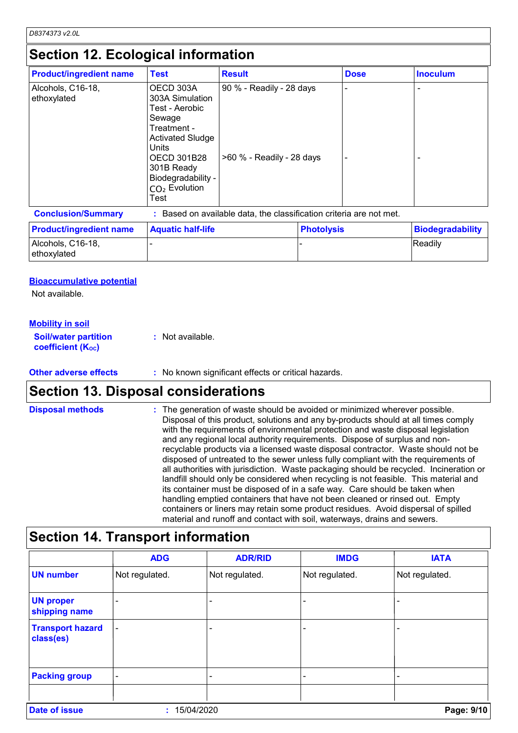## Section 12. Ecological information

| Product/ingredient name | Test | Result | Dose | Inoculum |
| --- | --- | --- | --- | --- |
| Alcohols, C16-18, ethoxylated | OECD 303A 303A Simulation Test - Aerobic Sewage Treatment - Activated Sludge Units | 90 % - Readily - 28 days | - | - |
| | OECD 301B28 301B Ready Biodegradability - $CO_2$ Evolution Test | >60 % - Readily - 28 days | - | - |

**Conclusion/Summary** : Based on available data, the classification criteria are not met.

| Product/ingredient name | Aquatic half-life | Photolysis | Biodegradability |
| --- | --- | --- | --- |
| Alcohols, C16-18, ethoxylated | - | - | Readily |

### Bioaccumulative potential

Not available.

### Mobility in soil

**Soil/water partition coefficient ($K_{OC}$)** : Not available.

**Other adverse effects** : No known significant effects or critical hazards.

## Section 13. Disposal considerations

**Disposal methods** : The generation of waste should be avoided or minimized wherever possible. Disposal of this product, solutions and any by-products should at all times comply with the requirements of environmental protection and waste disposal legislation and any regional local authority requirements. Dispose of surplus and non-recyclable products via a licensed waste disposal contractor. Waste should not be disposed of untreated to the sewer unless fully compliant with the requirements of all authorities with jurisdiction. Waste packaging should be recycled. Incineration or landfill should only be considered when recycling is not feasible. This material and its container must be disposed of in a safe way. Care should be taken when handling emptied containers that have not been cleaned or rinsed out. Empty containers or liners may retain some product residues. Avoid dispersal of spilled material and runoff and contact with soil, waterways, drains and sewers.

## Section 14. Transport information

| | ADG | ADR/RID | IMDG | IATA |
| --- | --- | --- | --- | --- |
| UN number | Not regulated. | Not regulated. | Not regulated. | Not regulated. |
| UN proper shipping name | - | - | - | - |
| Transport hazard class(es) | - | - | - | - |
| Packing group | - | - | - | - |
| | | | | |

**Date of issue** : 15/04/2020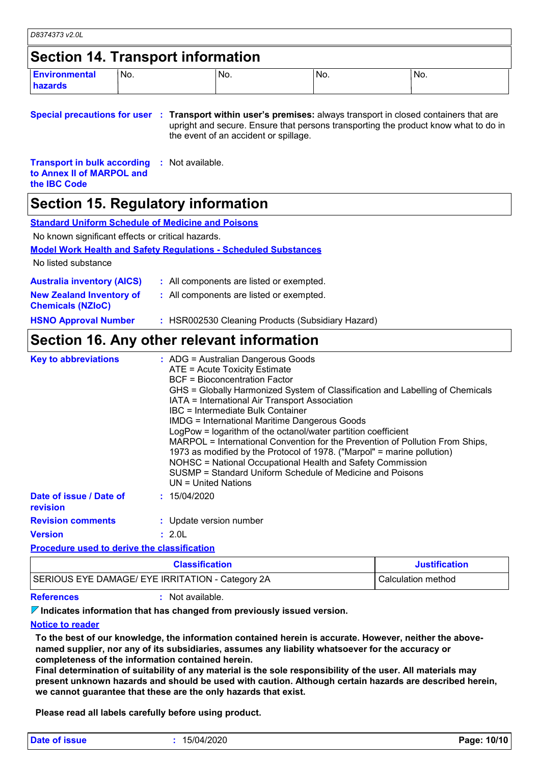## Section 14. Transport information

| | | | | |
|---|---|---|---|---|
| **Environmental hazards** | No. | No. | No. | No. |

**Special precautions for user** : **Transport within user's premises:** always transport in closed containers that are upright and secure. Ensure that persons transporting the product know what to do in the event of an accident or spillage.

**Transport in bulk according to Annex II of MARPOL and the IBC Code** : Not available.

## Section 15. Regulatory information

**Standard Uniform Schedule of Medicine and Poisons**

No known significant effects or critical hazards.

**Model Work Health and Safety Regulations - Scheduled Substances**

No listed substance

**Australia inventory (AICS)** : All components are listed or exempted.

**New Zealand Inventory of Chemicals (NZIoC)** : All components are listed or exempted.

**HSNO Approval Number** : HSR002530 Cleaning Products (Subsidiary Hazard)

## Section 16. Any other relevant information

**Key to abbreviations** :
ADG = Australian Dangerous Goods
ATE = Acute Toxicity Estimate
BCF = Bioconcentration Factor
GHS = Globally Harmonized System of Classification and Labelling of Chemicals
IATA = International Air Transport Association
IBC = Intermediate Bulk Container
IMDG = International Maritime Dangerous Goods
LogPow = logarithm of the octanol/water partition coefficient
MARPOL = International Convention for the Prevention of Pollution From Ships, 1973 as modified by the Protocol of 1978. ("Marpol" = marine pollution)
NOHSC = National Occupational Health and Safety Commission
SUSMP = Standard Uniform Schedule of Medicine and Poisons
UN = United Nations

**Date of issue / Date of revision** : 15/04/2020

**Revision comments** : Update version number

**Version** : 2.0L

**Procedure used to derive the classification**

| Classification | Justification |
|---|---|
| SERIOUS EYE DAMAGE/ EYE IRRITATION - Category 2A | Calculation method |

**References** : Not available.

**Indicates information that has changed from previously issued version.**

**Notice to reader**

**To the best of our knowledge, the information contained herein is accurate. However, neither the above-named supplier, nor any of its subsidiaries, assumes any liability whatsoever for the accuracy or completeness of the information contained herein.**
**Final determination of suitability of any material is the sole responsibility of the user. All materials may present unknown hazards and should be used with caution. Although certain hazards are described herein, we cannot guarantee that these are the only hazards that exist.**

**Please read all labels carefully before using product.**